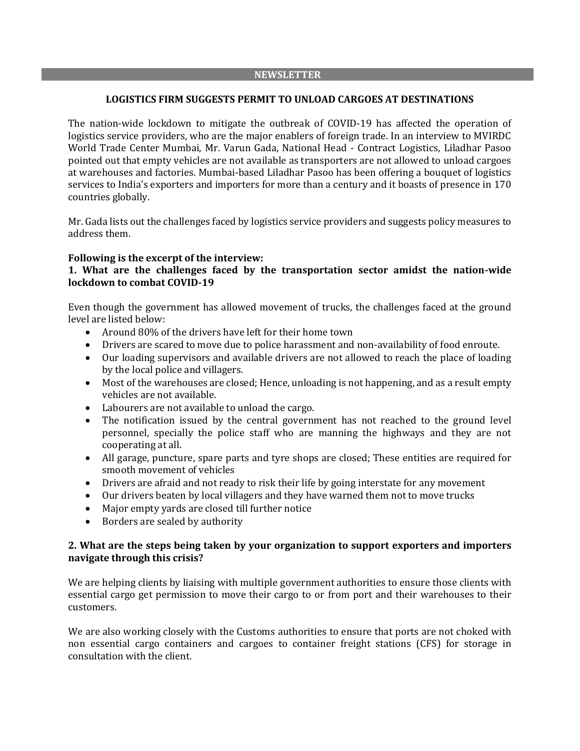**NEWSLETTER**

## LOGISTICS FIRM SUGGESTS PERMIT TO UNLOAD CARGOES AT DESTINATIONS

The nation-wide lockdown to mitigate the outbreak of COVID-19 has affected the operation of logistics service providers, who are the major enablers of foreign trade. In an interview to MVIRDC World Trade Center Mumbai, Mr. Varun Gada, National Head - Contract Logistics, Liladhar Pasoo pointed out that empty vehicles are not available as transporters are not allowed to unload cargoes at warehouses and factories. Mumbai-based Liladhar Pasoo has been offering a bouquet of logistics services to India's exporters and importers for more than a century and it boasts of presence in 170 countries globally.

Mr. Gada lists out the challenges faced by logistics service providers and suggests policy measures to address them.

**Following is the excerpt of the interview:**

**1. What are the challenges faced by the transportation sector amidst the nation-wide lockdown to combat COVID-19**

Even though the government has allowed movement of trucks, the challenges faced at the ground level are listed below:

- Around 80% of the drivers have left for their home town
- Drivers are scared to move due to police harassment and non-availability of food enroute.
- Our loading supervisors and available drivers are not allowed to reach the place of loading by the local police and villagers.
- Most of the warehouses are closed; Hence, unloading is not happening, and as a result empty vehicles are not available.
- Labourers are not available to unload the cargo.
- The notification issued by the central government has not reached to the ground level personnel, specially the police staff who are manning the highways and they are not cooperating at all.
- All garage, puncture, spare parts and tyre shops are closed; These entities are required for smooth movement of vehicles
- Drivers are afraid and not ready to risk their life by going interstate for any movement
- Our drivers beaten by local villagers and they have warned them not to move trucks
- Major empty yards are closed till further notice
- Borders are sealed by authority

**2. What are the steps being taken by your organization to support exporters and importers navigate through this crisis?**

We are helping clients by liaising with multiple government authorities to ensure those clients with essential cargo get permission to move their cargo to or from port and their warehouses to their customers.

We are also working closely with the Customs authorities to ensure that ports are not choked with non essential cargo containers and cargoes to container freight stations (CFS) for storage in consultation with the client.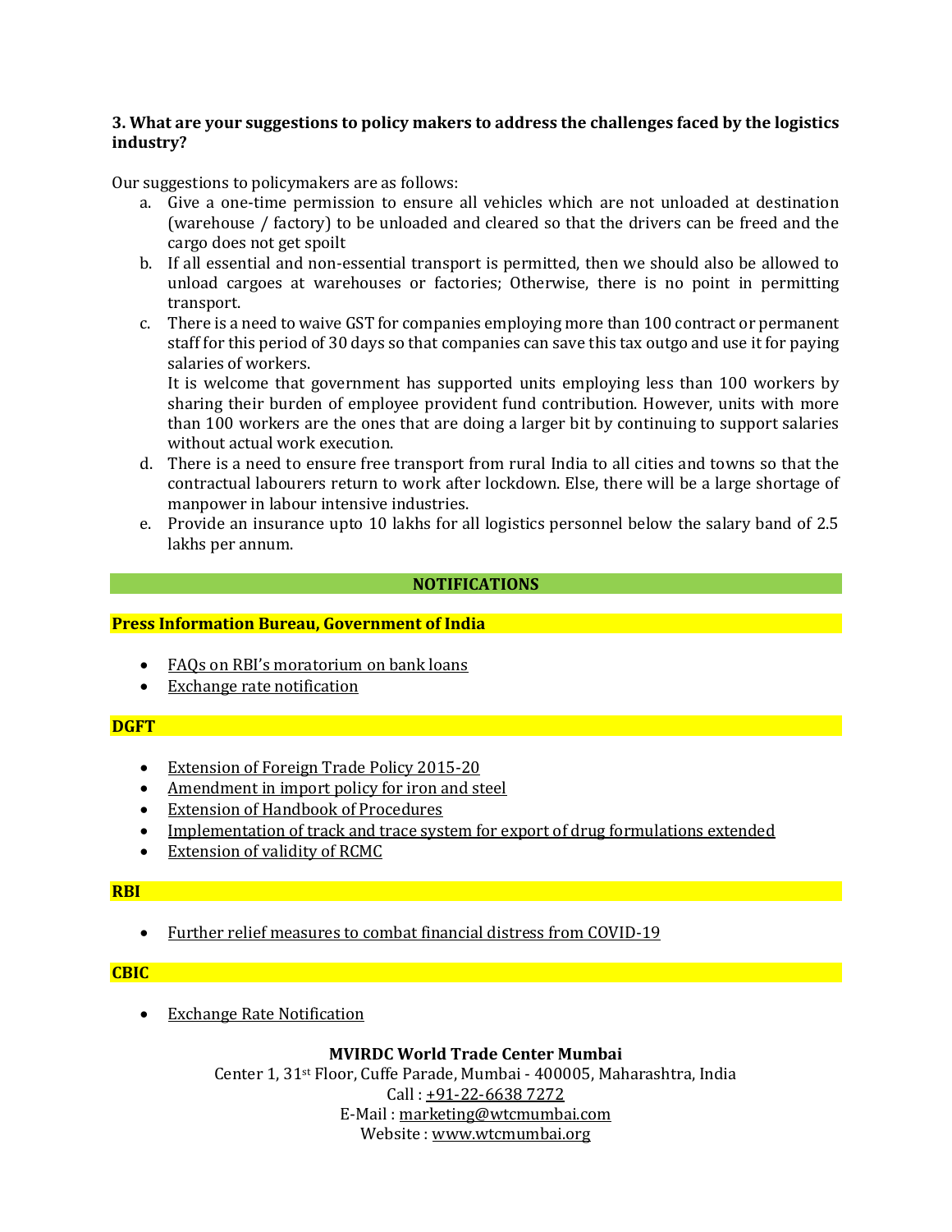**3. What are your suggestions to policy makers to address the challenges faced by the logistics industry?**

Our suggestions to policymakers are as follows:

a. Give a one-time permission to ensure all vehicles which are not unloaded at destination (warehouse / factory) to be unloaded and cleared so that the drivers can be freed and the cargo does not get spoilt

b. If all essential and non-essential transport is permitted, then we should also be allowed to unload cargoes at warehouses or factories; Otherwise, there is no point in permitting transport.

c. There is a need to waive GST for companies employing more than 100 contract or permanent staff for this period of 30 days so that companies can save this tax outgo and use it for paying salaries of workers.

   It is welcome that government has supported units employing less than 100 workers by sharing their burden of employee provident fund contribution. However, units with more than 100 workers are the ones that are doing a larger bit by continuing to support salaries without actual work execution.

d. There is a need to ensure free transport from rural India to all cities and towns so that the contractual labourers return to work after lockdown. Else, there will be a large shortage of manpower in labour intensive industries.

e. Provide an insurance upto 10 lakhs for all logistics personnel below the salary band of 2.5 lakhs per annum.

## NOTIFICATIONS

### Press Information Bureau, Government of India

- FAQs on RBI's moratorium on bank loans
- Exchange rate notification

### DGFT

- Extension of Foreign Trade Policy 2015-20
- Amendment in import policy for iron and steel
- Extension of Handbook of Procedures
- Implementation of track and trace system for export of drug formulations extended
- Extension of validity of RCMC

### RBI

- Further relief measures to combat financial distress from COVID-19

### CBIC

- Exchange Rate Notification

**MVIRDC World Trade Center Mumbai**
Center 1, 31st Floor, Cuffe Parade, Mumbai - 400005, Maharashtra, India
Call : +91-22-6638 7272
E-Mail : marketing@wtcmumbai.com
Website : www.wtcmumbai.org